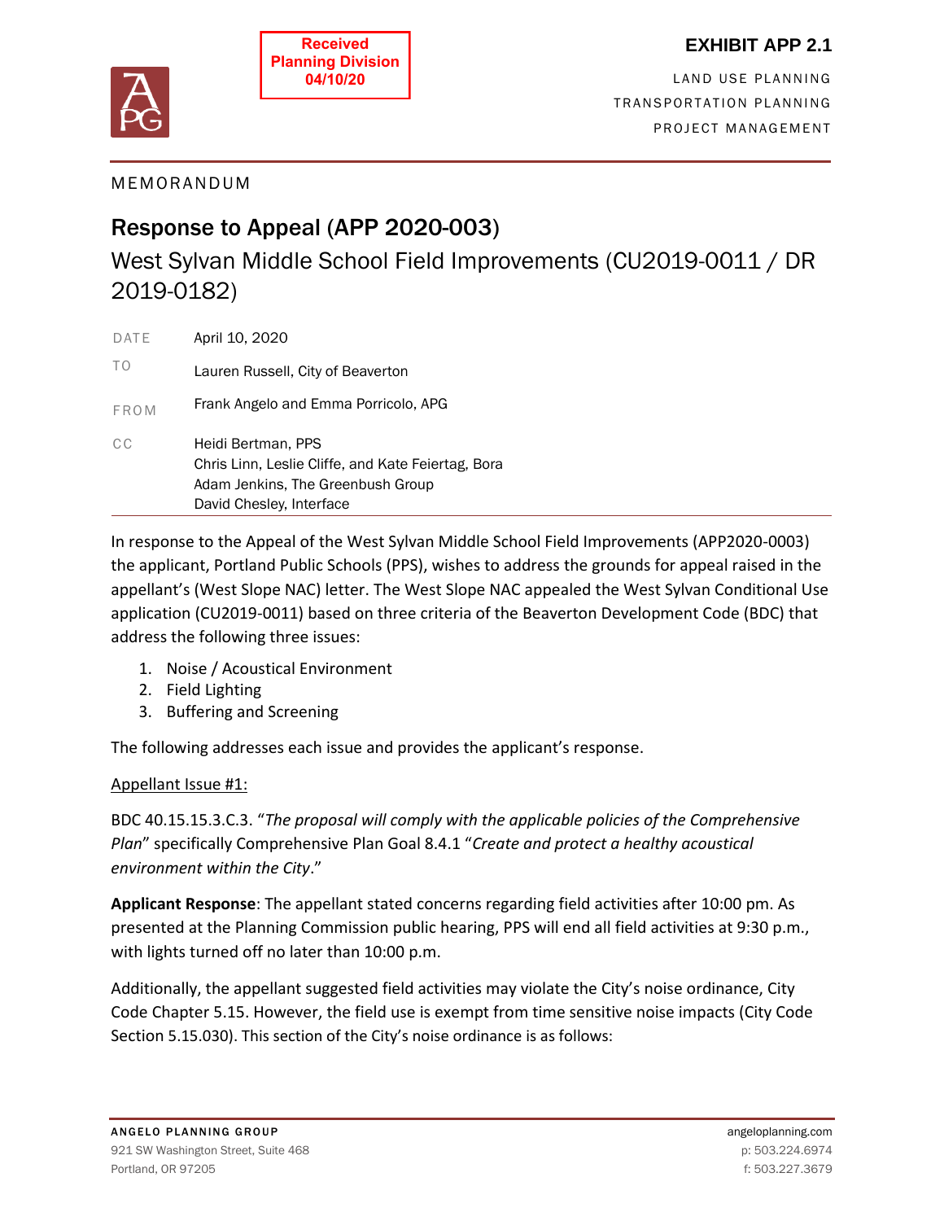Received
Planning Division
04/10/20

**EXHIBIT APP 2.1**

LAND USE PLANNING
TRANSPORTATION PLANNING
PROJECT MANAGEMENT

MEMORANDUM

# Response to Appeal (APP 2020-003)

## West Sylvan Middle School Field Improvements (CU2019-0011 / DR 2019-0182)

| | |
|---|---|
| DATE | April 10, 2020 |
| TO | Lauren Russell, City of Beaverton |
| FROM | Frank Angelo and Emma Porricolo, APG |
| CC | Heidi Bertman, PPS<br>Chris Linn, Leslie Cliffe, and Kate Feiertag, Bora<br>Adam Jenkins, The Greenbush Group<br>David Chesley, Interface |

In response to the Appeal of the West Sylvan Middle School Field Improvements (APP2020-0003) the applicant, Portland Public Schools (PPS), wishes to address the grounds for appeal raised in the appellant's (West Slope NAC) letter. The West Slope NAC appealed the West Sylvan Conditional Use application (CU2019-0011) based on three criteria of the Beaverton Development Code (BDC) that address the following three issues:

1. Noise / Acoustical Environment
2. Field Lighting
3. Buffering and Screening

The following addresses each issue and provides the applicant's response.

Appellant Issue #1:

BDC 40.15.15.3.C.3. "*The proposal will comply with the applicable policies of the Comprehensive Plan*" specifically Comprehensive Plan Goal 8.4.1 "*Create and protect a healthy acoustical environment within the City*."

**Applicant Response**: The appellant stated concerns regarding field activities after 10:00 pm. As presented at the Planning Commission public hearing, PPS will end all field activities at 9:30 p.m., with lights turned off no later than 10:00 p.m.

Additionally, the appellant suggested field activities may violate the City's noise ordinance, City Code Chapter 5.15. However, the field use is exempt from time sensitive noise impacts (City Code Section 5.15.030). This section of the City's noise ordinance is as follows: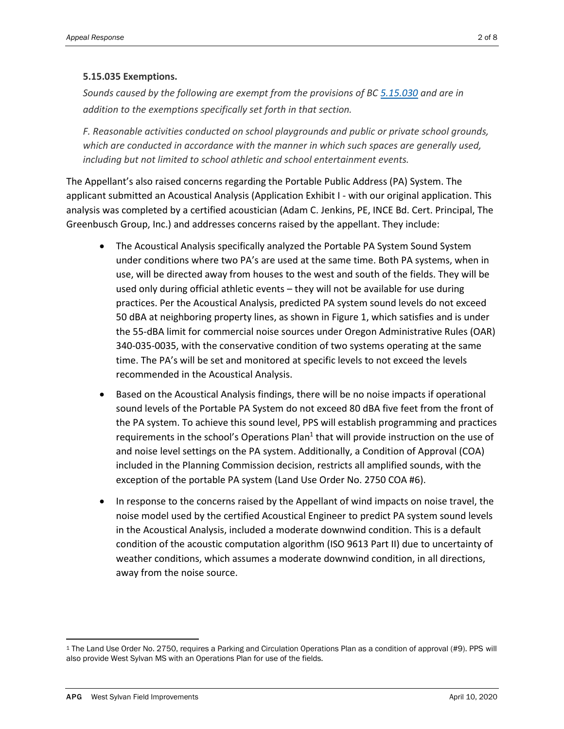**5.15.035 Exemptions.**

*Sounds caused by the following are exempt from the provisions of BC 5.15.030 and are in addition to the exemptions specifically set forth in that section.*

*F. Reasonable activities conducted on school playgrounds and public or private school grounds, which are conducted in accordance with the manner in which such spaces are generally used, including but not limited to school athletic and school entertainment events.*

The Appellant's also raised concerns regarding the Portable Public Address (PA) System. The applicant submitted an Acoustical Analysis (Application Exhibit I - with our original application. This analysis was completed by a certified acoustician (Adam C. Jenkins, PE, INCE Bd. Cert. Principal, The Greenbusch Group, Inc.) and addresses concerns raised by the appellant. They include:

- The Acoustical Analysis specifically analyzed the Portable PA System Sound System under conditions where two PA's are used at the same time. Both PA systems, when in use, will be directed away from houses to the west and south of the fields. They will be used only during official athletic events – they will not be available for use during practices. Per the Acoustical Analysis, predicted PA system sound levels do not exceed 50 dBA at neighboring property lines, as shown in Figure 1, which satisfies and is under the 55-dBA limit for commercial noise sources under Oregon Administrative Rules (OAR) 340-035-0035, with the conservative condition of two systems operating at the same time. The PA's will be set and monitored at specific levels to not exceed the levels recommended in the Acoustical Analysis.
- Based on the Acoustical Analysis findings, there will be no noise impacts if operational sound levels of the Portable PA System do not exceed 80 dBA five feet from the front of the PA system. To achieve this sound level, PPS will establish programming and practices requirements in the school's Operations Plan[1] that will provide instruction on the use of and noise level settings on the PA system. Additionally, a Condition of Approval (COA) included in the Planning Commission decision, restricts all amplified sounds, with the exception of the portable PA system (Land Use Order No. 2750 COA #6).
- In response to the concerns raised by the Appellant of wind impacts on noise travel, the noise model used by the certified Acoustical Engineer to predict PA system sound levels in the Acoustical Analysis, included a moderate downwind condition. This is a default condition of the acoustic computation algorithm (ISO 9613 Part II) due to uncertainty of weather conditions, which assumes a moderate downwind condition, in all directions, away from the noise source.

[1] The Land Use Order No. 2750, requires a Parking and Circulation Operations Plan as a condition of approval (#9). PPS will also provide West Sylvan MS with an Operations Plan for use of the fields.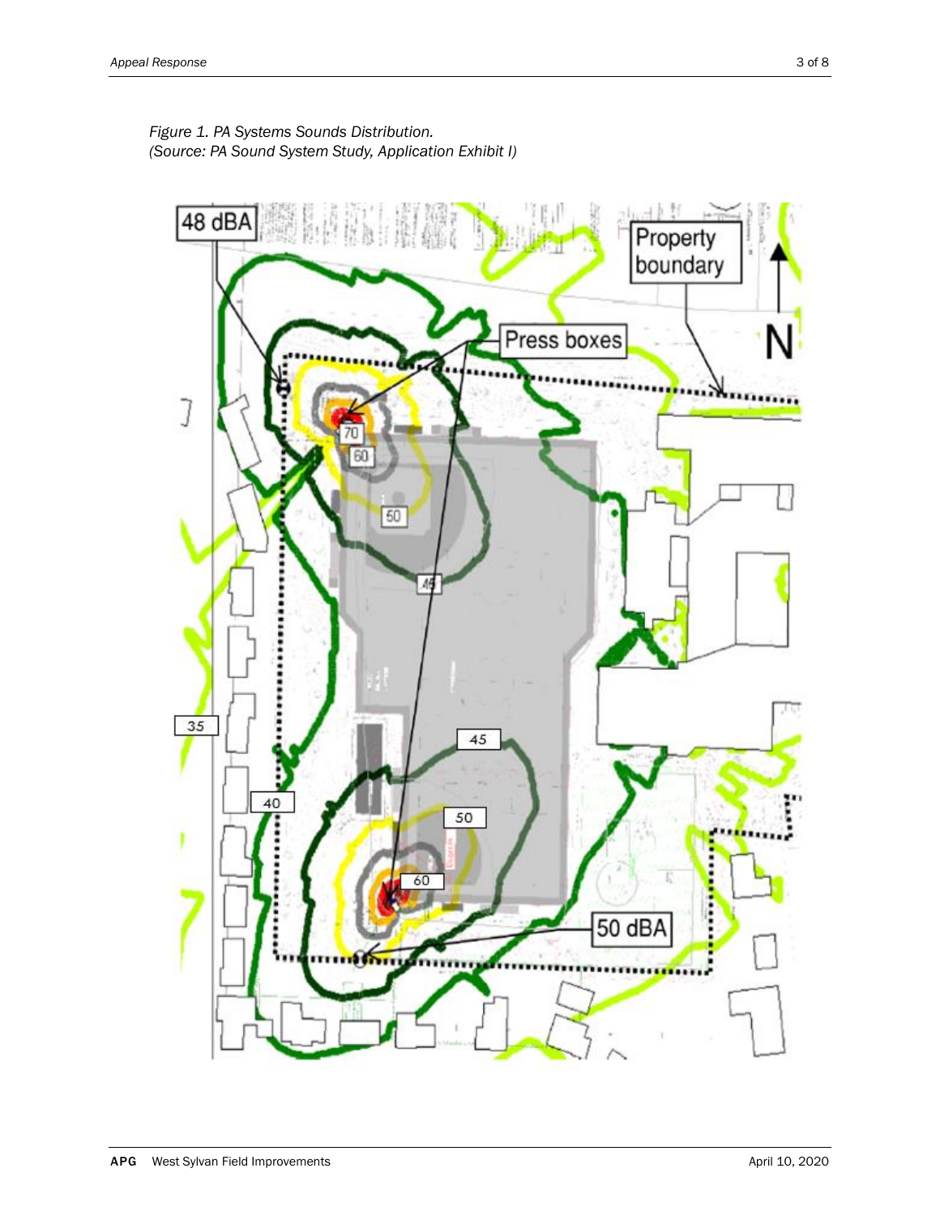*Figure 1. PA Systems Sounds Distribution.*
*(Source: PA Sound System Study, Application Exhibit I)*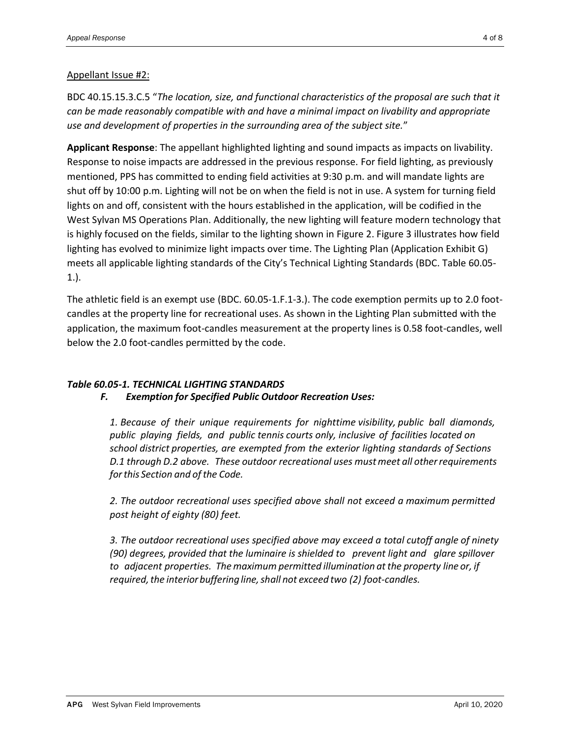Appellant Issue #2:

BDC 40.15.15.3.C.5 "*The location, size, and functional characteristics of the proposal are such that it can be made reasonably compatible with and have a minimal impact on livability and appropriate use and development of properties in the surrounding area of the subject site.*"

**Applicant Response**: The appellant highlighted lighting and sound impacts as impacts on livability. Response to noise impacts are addressed in the previous response. For field lighting, as previously mentioned, PPS has committed to ending field activities at 9:30 p.m. and will mandate lights are shut off by 10:00 p.m. Lighting will not be on when the field is not in use. A system for turning field lights on and off, consistent with the hours established in the application, will be codified in the West Sylvan MS Operations Plan. Additionally, the new lighting will feature modern technology that is highly focused on the fields, similar to the lighting shown in Figure 2. Figure 3 illustrates how field lighting has evolved to minimize light impacts over time. The Lighting Plan (Application Exhibit G) meets all applicable lighting standards of the City's Technical Lighting Standards (BDC. Table 60.05-1.).

The athletic field is an exempt use (BDC. 60.05-1.F.1-3.). The code exemption permits up to 2.0 foot-candles at the property line for recreational uses. As shown in the Lighting Plan submitted with the application, the maximum foot-candles measurement at the property lines is 0.58 foot-candles, well below the 2.0 foot-candles permitted by the code.

***Table 60.05-1. TECHNICAL LIGHTING STANDARDS***

***F. Exemption for Specified Public Outdoor Recreation Uses:***

*1. Because of their unique requirements for nighttime visibility, public ball diamonds, public playing fields, and public tennis courts only, inclusive of facilities located on school district properties, are exempted from the exterior lighting standards of Sections D.1 through D.2 above. These outdoor recreational uses must meet all other requirements for this Section and of the Code.*

*2. The outdoor recreational uses specified above shall not exceed a maximum permitted post height of eighty (80) feet.*

*3. The outdoor recreational uses specified above may exceed a total cutoff angle of ninety (90) degrees, provided that the luminaire is shielded to prevent light and glare spillover to adjacent properties. The maximum permitted illumination at the property line or, if required, the interior buffering line, shall not exceed two (2) foot-candles.*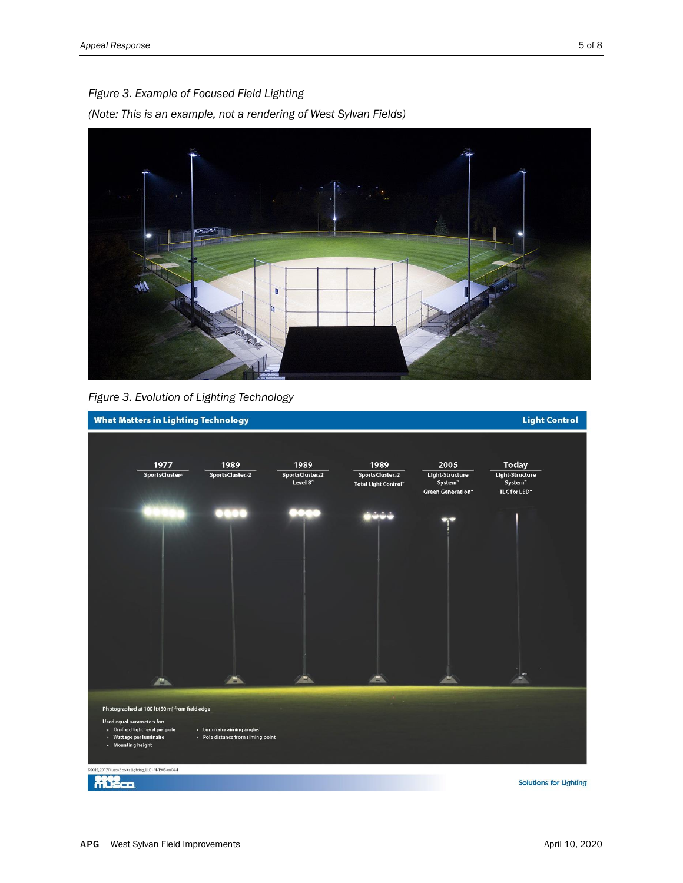*Figure 3. Example of Focused Field Lighting*

*(Note: This is an example, not a rendering of West Sylvan Fields)*

*Figure 3. Evolution of Lighting Technology*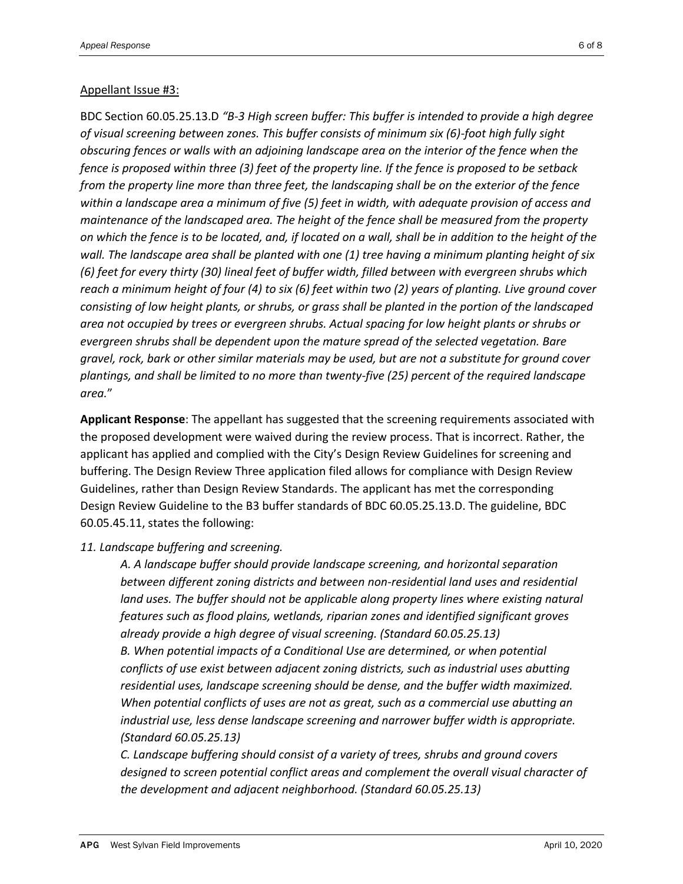Appellant Issue #3:

BDC Section 60.05.25.13.D *"B-3 High screen buffer: This buffer is intended to provide a high degree of visual screening between zones. This buffer consists of minimum six (6)-foot high fully sight obscuring fences or walls with an adjoining landscape area on the interior of the fence when the fence is proposed within three (3) feet of the property line. If the fence is proposed to be setback from the property line more than three feet, the landscaping shall be on the exterior of the fence within a landscape area a minimum of five (5) feet in width, with adequate provision of access and maintenance of the landscaped area. The height of the fence shall be measured from the property on which the fence is to be located, and, if located on a wall, shall be in addition to the height of the wall. The landscape area shall be planted with one (1) tree having a minimum planting height of six (6) feet for every thirty (30) lineal feet of buffer width, filled between with evergreen shrubs which reach a minimum height of four (4) to six (6) feet within two (2) years of planting. Live ground cover consisting of low height plants, or shrubs, or grass shall be planted in the portion of the landscaped area not occupied by trees or evergreen shrubs. Actual spacing for low height plants or shrubs or evergreen shrubs shall be dependent upon the mature spread of the selected vegetation. Bare gravel, rock, bark or other similar materials may be used, but are not a substitute for ground cover plantings, and shall be limited to no more than twenty-five (25) percent of the required landscape area.*"

**Applicant Response**: The appellant has suggested that the screening requirements associated with the proposed development were waived during the review process. That is incorrect. Rather, the applicant has applied and complied with the City's Design Review Guidelines for screening and buffering. The Design Review Three application filed allows for compliance with Design Review Guidelines, rather than Design Review Standards. The applicant has met the corresponding Design Review Guideline to the B3 buffer standards of BDC 60.05.25.13.D. The guideline, BDC 60.05.45.11, states the following:

*11. Landscape buffering and screening.*

> *A. A landscape buffer should provide landscape screening, and horizontal separation between different zoning districts and between non-residential land uses and residential land uses. The buffer should not be applicable along property lines where existing natural features such as flood plains, wetlands, riparian zones and identified significant groves already provide a high degree of visual screening. (Standard 60.05.25.13)*
>
> *B. When potential impacts of a Conditional Use are determined, or when potential conflicts of use exist between adjacent zoning districts, such as industrial uses abutting residential uses, landscape screening should be dense, and the buffer width maximized. When potential conflicts of uses are not as great, such as a commercial use abutting an industrial use, less dense landscape screening and narrower buffer width is appropriate. (Standard 60.05.25.13)*
>
> *C. Landscape buffering should consist of a variety of trees, shrubs and ground covers designed to screen potential conflict areas and complement the overall visual character of the development and adjacent neighborhood. (Standard 60.05.25.13)*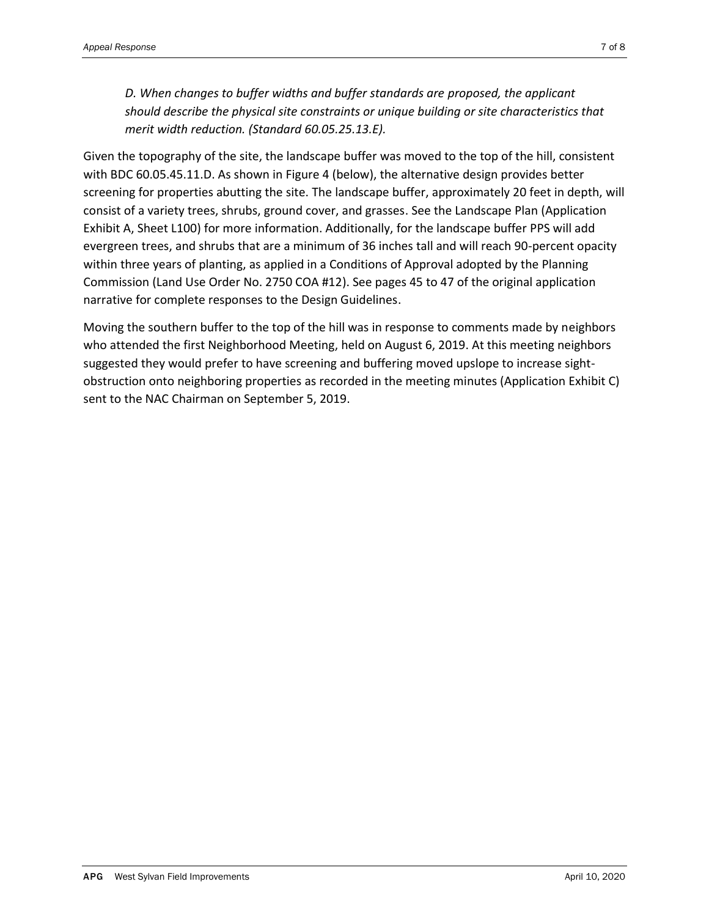*D. When changes to buffer widths and buffer standards are proposed, the applicant should describe the physical site constraints or unique building or site characteristics that merit width reduction. (Standard 60.05.25.13.E).*

Given the topography of the site, the landscape buffer was moved to the top of the hill, consistent with BDC 60.05.45.11.D. As shown in Figure 4 (below), the alternative design provides better screening for properties abutting the site. The landscape buffer, approximately 20 feet in depth, will consist of a variety trees, shrubs, ground cover, and grasses. See the Landscape Plan (Application Exhibit A, Sheet L100) for more information. Additionally, for the landscape buffer PPS will add evergreen trees, and shrubs that are a minimum of 36 inches tall and will reach 90-percent opacity within three years of planting, as applied in a Conditions of Approval adopted by the Planning Commission (Land Use Order No. 2750 COA #12). See pages 45 to 47 of the original application narrative for complete responses to the Design Guidelines.

Moving the southern buffer to the top of the hill was in response to comments made by neighbors who attended the first Neighborhood Meeting, held on August 6, 2019. At this meeting neighbors suggested they would prefer to have screening and buffering moved upslope to increase sight-obstruction onto neighboring properties as recorded in the meeting minutes (Application Exhibit C) sent to the NAC Chairman on September 5, 2019.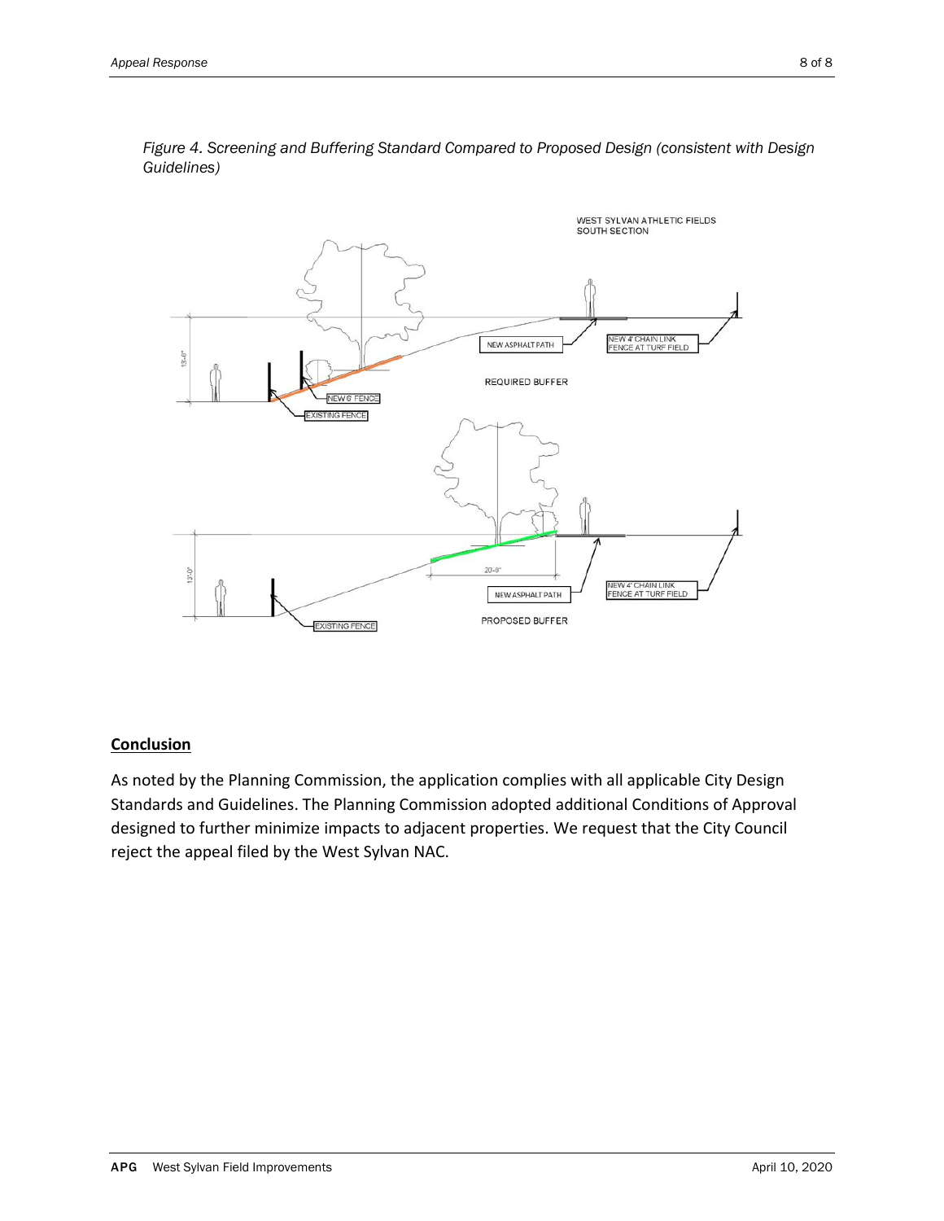*Figure 4. Screening and Buffering Standard Compared to Proposed Design (consistent with Design Guidelines)*

WEST SYLVAN ATHLETIC FIELDS
SOUTH SECTION

13'-0"

NEW ASPHALT PATH

NEW 4' CHAIN LINK FENCE AT TURF FIELD

NEW 6' FENCE

EXISTING FENCE

REQUIRED BUFFER

13'-0"

20'-0"

NEW ASPHALT PATH

NEW 4' CHAIN LINK FENCE AT TURF FIELD

EXISTING FENCE

PROPOSED BUFFER

## Conclusion

As noted by the Planning Commission, the application complies with all applicable City Design Standards and Guidelines. The Planning Commission adopted additional Conditions of Approval designed to further minimize impacts to adjacent properties. We request that the City Council reject the appeal filed by the West Sylvan NAC.